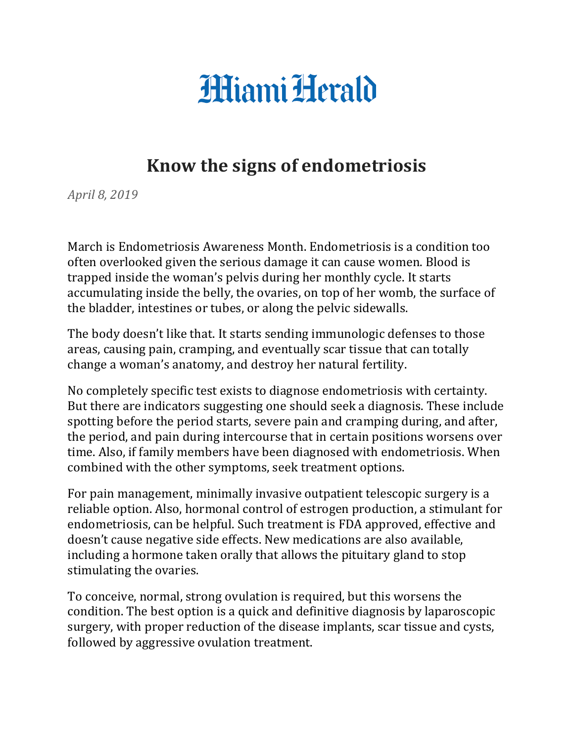# Miami Herald

## Know the signs of endometriosis

*April 8, 2019*

March is Endometriosis Awareness Month. Endometriosis is a condition too often overlooked given the serious damage it can cause women. Blood is trapped inside the woman's pelvis during her monthly cycle. It starts accumulating inside the belly, the ovaries, on top of her womb, the surface of the bladder, intestines or tubes, or along the pelvic sidewalls.

The body doesn't like that. It starts sending immunologic defenses to those areas, causing pain, cramping, and eventually scar tissue that can totally change a woman's anatomy, and destroy her natural fertility.

No completely specific test exists to diagnose endometriosis with certainty. But there are indicators suggesting one should seek a diagnosis. These include spotting before the period starts, severe pain and cramping during, and after, the period, and pain during intercourse that in certain positions worsens over time. Also, if family members have been diagnosed with endometriosis. When combined with the other symptoms, seek treatment options.

For pain management, minimally invasive outpatient telescopic surgery is a reliable option. Also, hormonal control of estrogen production, a stimulant for endometriosis, can be helpful. Such treatment is FDA approved, effective and doesn't cause negative side effects. New medications are also available, including a hormone taken orally that allows the pituitary gland to stop stimulating the ovaries.

To conceive, normal, strong ovulation is required, but this worsens the condition. The best option is a quick and definitive diagnosis by laparoscopic surgery, with proper reduction of the disease implants, scar tissue and cysts, followed by aggressive ovulation treatment.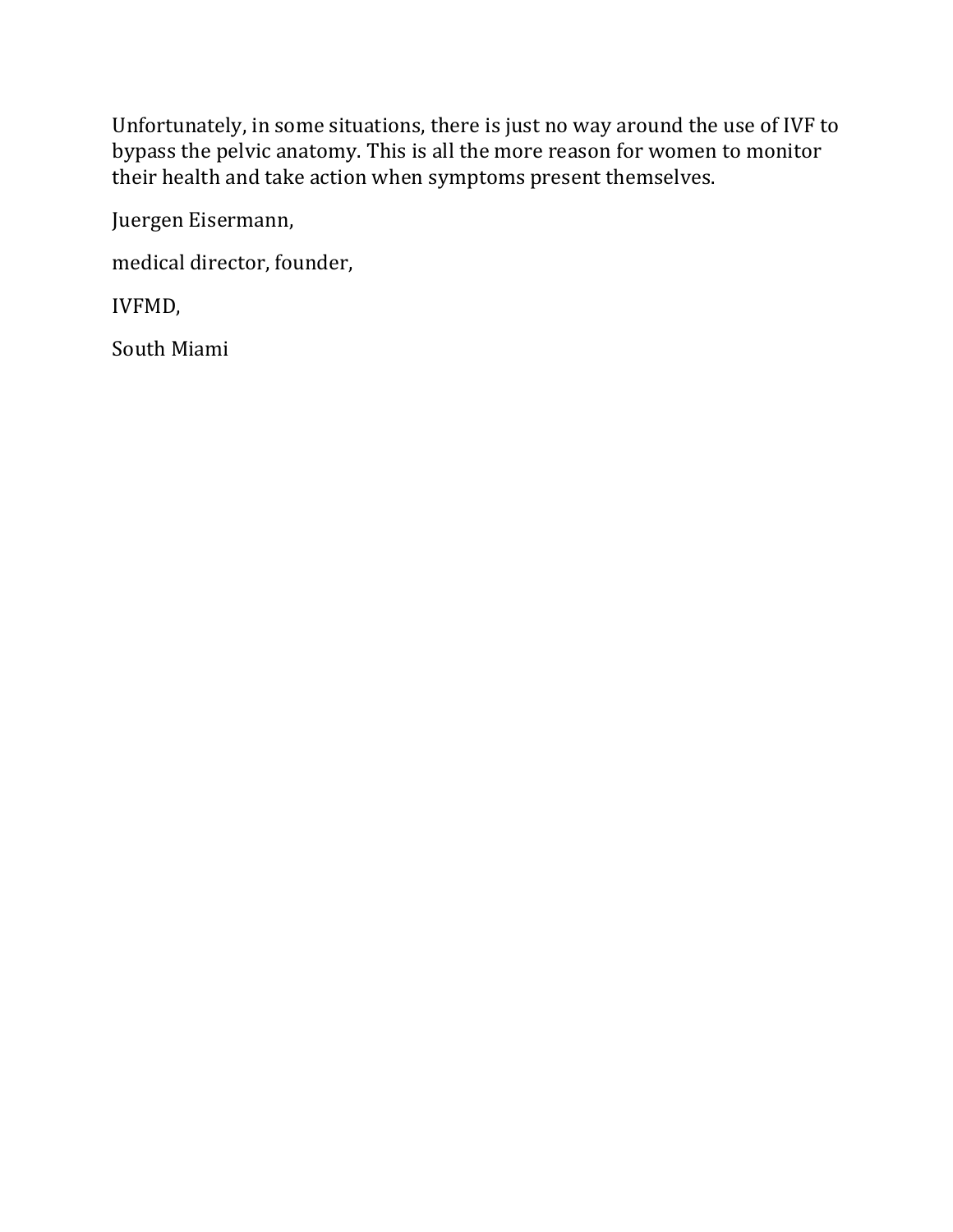Unfortunately, in some situations, there is just no way around the use of IVF to bypass the pelvic anatomy. This is all the more reason for women to monitor their health and take action when symptoms present themselves.

Juergen Eisermann,

medical director, founder,

IVFMD,

South Miami